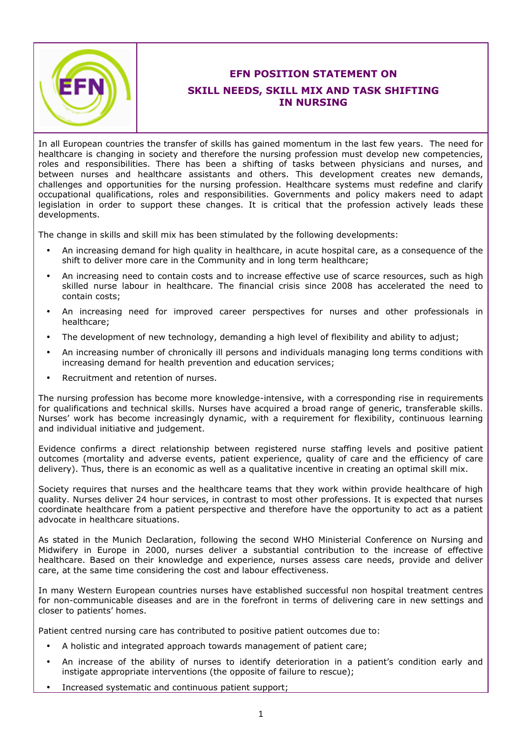# EFN POSITION STATEMENT ON SKILL NEEDS, SKILL MIX AND TASK SHIFTING IN NURSING

In all European countries the transfer of skills has gained momentum in the last few years. The need for healthcare is changing in society and therefore the nursing profession must develop new competencies, roles and responsibilities. There has been a shifting of tasks between physicians and nurses, and between nurses and healthcare assistants and others. This development creates new demands, challenges and opportunities for the nursing profession. Healthcare systems must redefine and clarify occupational qualifications, roles and responsibilities. Governments and policy makers need to adapt legislation in order to support these changes. It is critical that the profession actively leads these developments.

The change in skills and skill mix has been stimulated by the following developments:

- An increasing demand for high quality in healthcare, in acute hospital care, as a consequence of the shift to deliver more care in the Community and in long term healthcare;
- An increasing need to contain costs and to increase effective use of scarce resources, such as high skilled nurse labour in healthcare. The financial crisis since 2008 has accelerated the need to contain costs;
- An increasing need for improved career perspectives for nurses and other professionals in healthcare;
- The development of new technology, demanding a high level of flexibility and ability to adjust;
- An increasing number of chronically ill persons and individuals managing long terms conditions with increasing demand for health prevention and education services;
- Recruitment and retention of nurses.

The nursing profession has become more knowledge-intensive, with a corresponding rise in requirements for qualifications and technical skills. Nurses have acquired a broad range of generic, transferable skills. Nurses' work has become increasingly dynamic, with a requirement for flexibility, continuous learning and individual initiative and judgement.

Evidence confirms a direct relationship between registered nurse staffing levels and positive patient outcomes (mortality and adverse events, patient experience, quality of care and the efficiency of care delivery). Thus, there is an economic as well as a qualitative incentive in creating an optimal skill mix.

Society requires that nurses and the healthcare teams that they work within provide healthcare of high quality. Nurses deliver 24 hour services, in contrast to most other professions. It is expected that nurses coordinate healthcare from a patient perspective and therefore have the opportunity to act as a patient advocate in healthcare situations.

As stated in the Munich Declaration, following the second WHO Ministerial Conference on Nursing and Midwifery in Europe in 2000, nurses deliver a substantial contribution to the increase of effective healthcare. Based on their knowledge and experience, nurses assess care needs, provide and deliver care, at the same time considering the cost and labour effectiveness.

In many Western European countries nurses have established successful non hospital treatment centres for non-communicable diseases and are in the forefront in terms of delivering care in new settings and closer to patients' homes.

Patient centred nursing care has contributed to positive patient outcomes due to:

- A holistic and integrated approach towards management of patient care;
- An increase of the ability of nurses to identify deterioration in a patient's condition early and instigate appropriate interventions (the opposite of failure to rescue);
- Increased systematic and continuous patient support;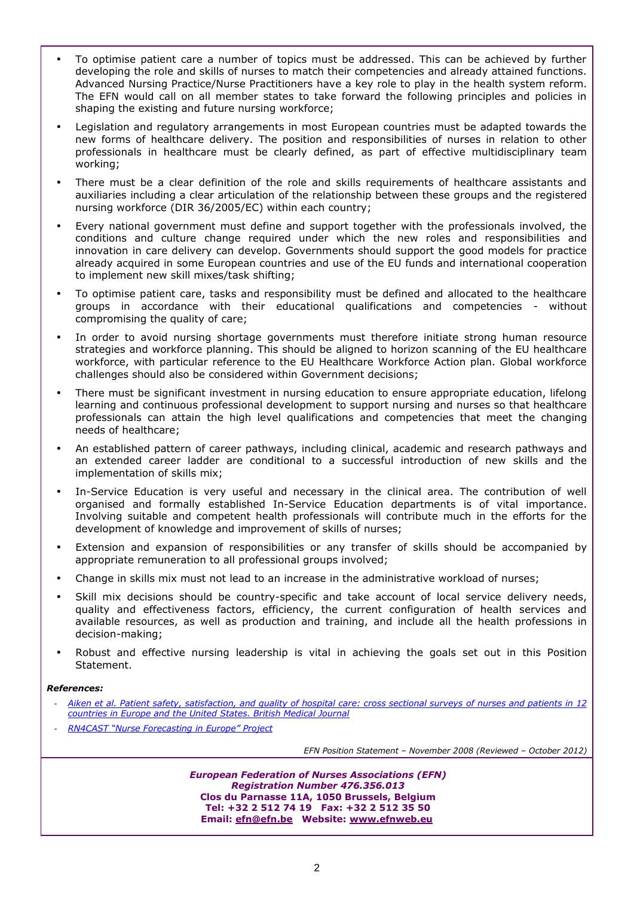- To optimise patient care a number of topics must be addressed. This can be achieved by further developing the role and skills of nurses to match their competencies and already attained functions. Advanced Nursing Practice/Nurse Practitioners have a key role to play in the health system reform. The EFN would call on all member states to take forward the following principles and policies in shaping the existing and future nursing workforce;
- Legislation and regulatory arrangements in most European countries must be adapted towards the new forms of healthcare delivery. The position and responsibilities of nurses in relation to other professionals in healthcare must be clearly defined, as part of effective multidisciplinary team working;
- There must be a clear definition of the role and skills requirements of healthcare assistants and auxiliaries including a clear articulation of the relationship between these groups and the registered nursing workforce (DIR 36/2005/EC) within each country;
- Every national government must define and support together with the professionals involved, the conditions and culture change required under which the new roles and responsibilities and innovation in care delivery can develop. Governments should support the good models for practice already acquired in some European countries and use of the EU funds and international cooperation to implement new skill mixes/task shifting;
- To optimise patient care, tasks and responsibility must be defined and allocated to the healthcare groups in accordance with their educational qualifications and competencies - without compromising the quality of care;
- In order to avoid nursing shortage governments must therefore initiate strong human resource strategies and workforce planning. This should be aligned to horizon scanning of the EU healthcare workforce, with particular reference to the EU Healthcare Workforce Action plan. Global workforce challenges should also be considered within Government decisions;
- There must be significant investment in nursing education to ensure appropriate education, lifelong learning and continuous professional development to support nursing and nurses so that healthcare professionals can attain the high level qualifications and competencies that meet the changing needs of healthcare;
- An established pattern of career pathways, including clinical, academic and research pathways and an extended career ladder are conditional to a successful introduction of new skills and the implementation of skills mix;
- In-Service Education is very useful and necessary in the clinical area. The contribution of well organised and formally established In-Service Education departments is of vital importance. Involving suitable and competent health professionals will contribute much in the efforts for the development of knowledge and improvement of skills of nurses;
- Extension and expansion of responsibilities or any transfer of skills should be accompanied by appropriate remuneration to all professional groups involved;
- Change in skills mix must not lead to an increase in the administrative workload of nurses;
- Skill mix decisions should be country-specific and take account of local service delivery needs, quality and effectiveness factors, efficiency, the current configuration of health services and available resources, as well as production and training, and include all the health professions in decision-making;
- Robust and effective nursing leadership is vital in achieving the goals set out in this Position Statement.

***References:***

- *Aiken et al. Patient safety, satisfaction, and quality of hospital care: cross sectional surveys of nurses and patients in 12 countries in Europe and the United States. British Medical Journal*
- *RN4CAST "Nurse Forecasting in Europe" Project*

*EFN Position Statement – November 2008 (Reviewed – October 2012)*

***European Federation of Nurses Associations (EFN)***
***Registration Number 476.356.013***
**Clos du Parnasse 11A, 1050 Brussels, Belgium**
**Tel: +32 2 512 74 19 Fax: +32 2 512 35 50**
**Email: efn@efn.be Website: www.efnweb.eu**